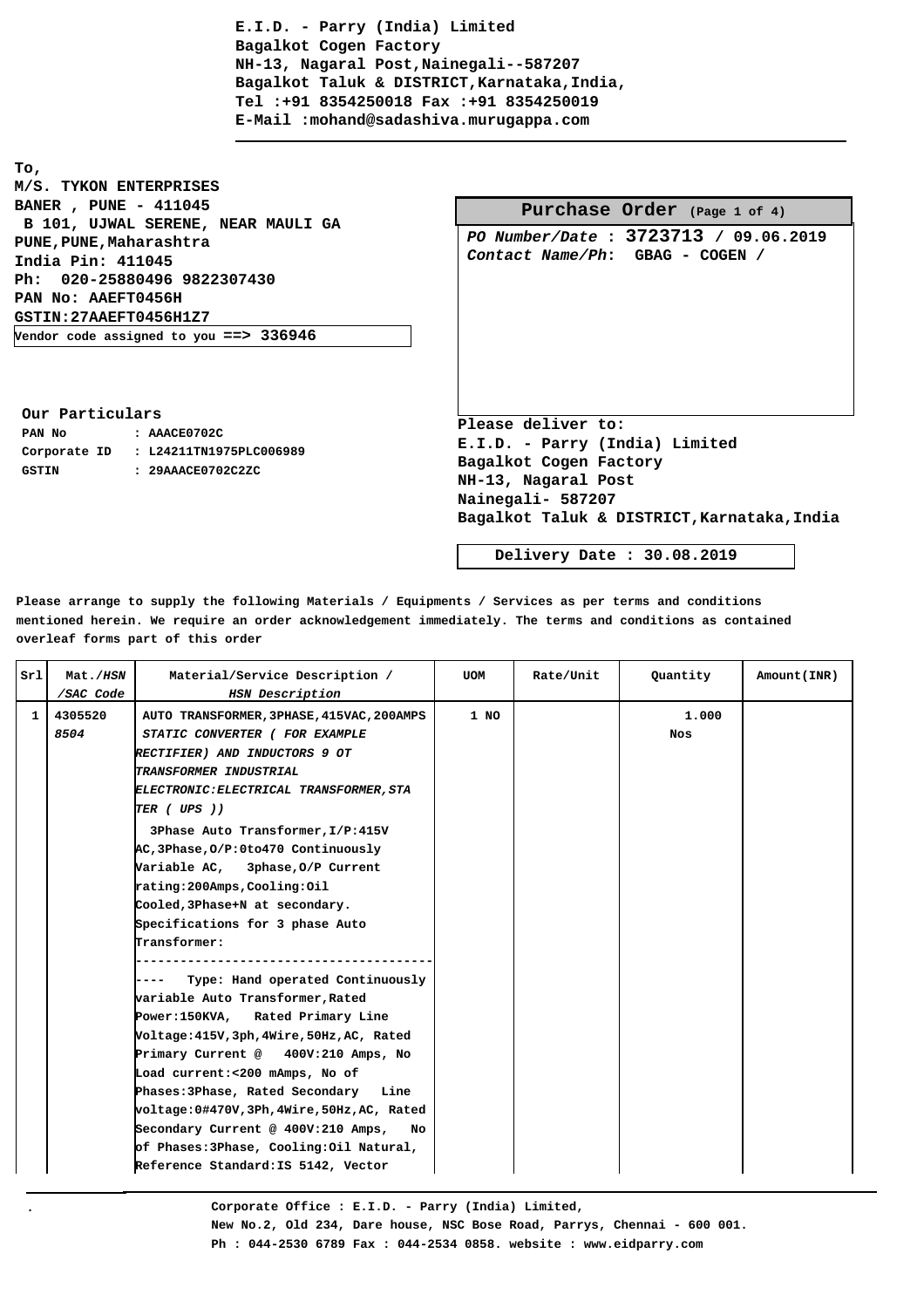**E.I.D. - Parry (India) Limited**
**Bagalkot Cogen Factory**
**NH-13, Nagaral Post,Nainegali--587207**
**Bagalkot Taluk & DISTRICT,Karnataka,India,**
**Tel :+91 8354250018 Fax :+91 8354250019**
**E-Mail :mohand@sadashiva.murugappa.com**

To,
M/S. TYKON ENTERPRISES
BANER , PUNE - 411045
B 101, UJWAL SERENE, NEAR MAULI GA
PUNE,PUNE,Maharashtra
India Pin: 411045
Ph: 020-25880496 9822307430
PAN No: AAEFT0456H
GSTIN:27AAEFT0456H1Z7
Vendor code assigned to you ==> 336946

## Purchase Order (Page 1 of 4)

*PO Number/Date* : **3723713 / 09.06.2019**
*Contact Name/Ph*: GBAG - COGEN /

**Our Particulars**

PAN No : AAACE0702C
Corporate ID : L24211TN1975PLC006989
GSTIN : 29AAACE0702C2ZC

**Please deliver to:**
E.I.D. - Parry (India) Limited
Bagalkot Cogen Factory
NH-13, Nagaral Post
Nainegali- 587207
Bagalkot Taluk & DISTRICT,Karnataka,India

**Delivery Date : 30.08.2019**

Please arrange to supply the following Materials / Equipments / Services as per terms and conditions mentioned herein. We require an order acknowledgement immediately. The terms and conditions as contained overleaf forms part of this order

| Srl | Mat./HSN /SAC Code | Material/Service Description / HSN Description | UOM | Rate/Unit | Quantity | Amount(INR) |
|---|---|---|---|---|---|---|
| 1 | 4305520 *8504* | AUTO TRANSFORMER,3PHASE,415VAC,200AMPS *STATIC CONVERTER ( FOR EXAMPLE RECTIFIER) AND INDUCTORS 9 OT TRANSFORMER INDUSTRIAL ELECTRONIC:ELECTRICAL TRANSFORMER,STA TER ( UPS ))* 3Phase Auto Transformer,I/P:415V AC,3Phase,O/P:0to470 Continuously Variable AC, 3phase,O/P Current rating:200Amps,Cooling:Oil Cooled,3Phase+N at secondary. Specifications for 3 phase Auto Transformer: ------------------------------------------- Type: Hand operated Continuously variable Auto Transformer,Rated Power:150KVA, Rated Primary Line Voltage:415V,3ph,4Wire,50Hz,AC, Rated Primary Current @ 400V:210 Amps, No Load current:<200 mAmps, No of Phases:3Phase, Rated Secondary Line voltage:0#470V,3Ph,4Wire,50Hz,AC, Rated Secondary Current @ 400V:210 Amps, No of Phases:3Phase, Cooling:Oil Natural, Reference Standard:IS 5142, Vector | 1 NO | | 1.000 Nos | |

Corporate Office : E.I.D. - Parry (India) Limited,
New No.2, Old 234, Dare house, NSC Bose Road, Parrys, Chennai - 600 001.
Ph : 044-2530 6789 Fax : 044-2534 0858. website : www.eidparry.com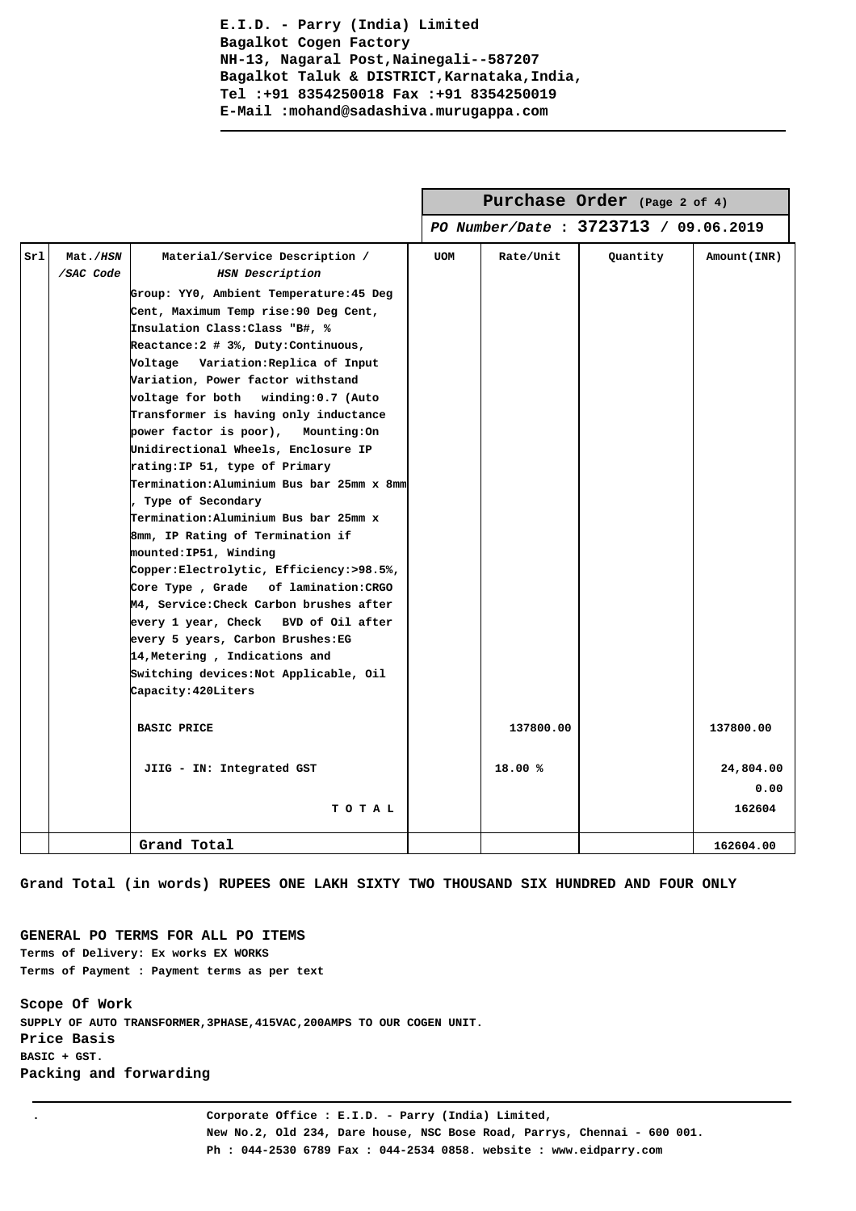**E.I.D. - Parry (India) Limited**
**Bagalkot Cogen Factory**
**NH-13, Nagaral Post,Nainegali--587207**
**Bagalkot Taluk & DISTRICT,Karnataka,India,**
**Tel :+91 8354250018 Fax :+91 8354250019**
**E-Mail :mohand@sadashiva.murugappa.com**

## Purchase Order

***PO Number/Date* : 3723713 / 09.06.2019**

| Srl | Mat./*HSN* /*SAC Code* | Material/Service Description / *HSN Description* | UOM | Rate/Unit | Quantity | Amount(INR) |
|---|---|---|---|---|---|---|
| | | Group: YY0, Ambient Temperature:45 Deg Cent, Maximum Temp rise:90 Deg Cent, Insulation Class:Class "B#, % Reactance:2 # 3%, Duty:Continuous, Voltage Variation:Replica of Input Variation, Power factor withstand voltage for both winding:0.7 (Auto Transformer is having only inductance power factor is poor), Mounting:On Unidirectional Wheels, Enclosure IP rating:IP 51, type of Primary Termination:Aluminium Bus bar 25mm x 8mm , Type of Secondary Termination:Aluminium Bus bar 25mm x 8mm, IP Rating of Termination if mounted:IP51, Winding Copper:Electrolytic, Efficiency:>98.5%, Core Type , Grade of lamination:CRGO M4, Service:Check Carbon brushes after every 1 year, Check BVD of Oil after every 5 years, Carbon Brushes:EG 14,Metering , Indications and Switching devices:Not Applicable, Oil Capacity:420Liters | | | | |
| | | BASIC PRICE | | 137800.00 | | 137800.00 |
| | | JIIG - IN: Integrated GST | | 18.00 % | | 24,804.00 |
| | | | | | | 0.00 |
| | | T O T A L | | | | 162604 |
| | | Grand Total | | | | 162604.00 |

**Grand Total (in words) RUPEES ONE LAKH SIXTY TWO THOUSAND SIX HUNDRED AND FOUR ONLY**

**GENERAL PO TERMS FOR ALL PO ITEMS**
**Terms of Delivery: Ex works EX WORKS**
**Terms of Payment : Payment terms as per text**

**Scope Of Work**
**SUPPLY OF AUTO TRANSFORMER,3PHASE,415VAC,200AMPS TO OUR COGEN UNIT.**
**Price Basis**
**BASIC + GST.**
**Packing and forwarding**

**Corporate Office : E.I.D. - Parry (India) Limited,**
**New No.2, Old 234, Dare house, NSC Bose Road, Parrys, Chennai - 600 001.**
**Ph : 044-2530 6789 Fax : 044-2534 0858. website : www.eidparry.com**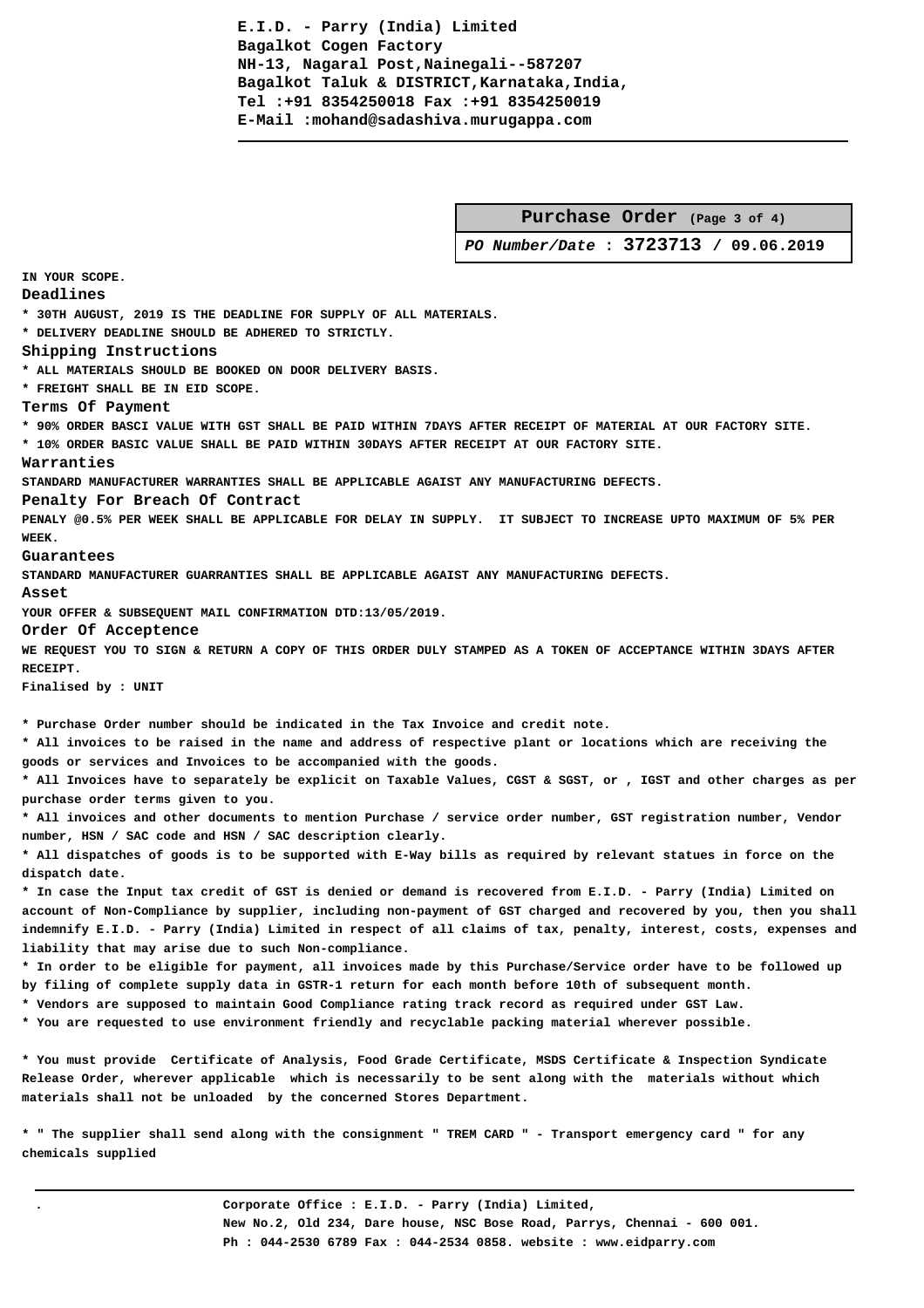E.I.D. - Parry (India) Limited
Bagalkot Cogen Factory
NH-13, Nagaral Post,Nainegali--587207
Bagalkot Taluk & DISTRICT,Karnataka,India,
Tel :+91 8354250018 Fax :+91 8354250019
E-Mail :mohand@sadashiva.murugappa.com

**Purchase Order** (Page 3 of 4)

***PO Number/Date* : 3723713 / 09.06.2019**

IN YOUR SCOPE.

### Deadlines

* 30TH AUGUST, 2019 IS THE DEADLINE FOR SUPPLY OF ALL MATERIALS.
* DELIVERY DEADLINE SHOULD BE ADHERED TO STRICTLY.

### Shipping Instructions

* ALL MATERIALS SHOULD BE BOOKED ON DOOR DELIVERY BASIS.
* FREIGHT SHALL BE IN EID SCOPE.

### Terms Of Payment

* 90% ORDER BASCI VALUE WITH GST SHALL BE PAID WITHIN 7DAYS AFTER RECEIPT OF MATERIAL AT OUR FACTORY SITE.
* 10% ORDER BASIC VALUE SHALL BE PAID WITHIN 30DAYS AFTER RECEIPT AT OUR FACTORY SITE.

### Warranties

STANDARD MANUFACTURER WARRANTIES SHALL BE APPLICABLE AGAIST ANY MANUFACTURING DEFECTS.

### Penalty For Breach Of Contract

PENALY @0.5% PER WEEK SHALL BE APPLICABLE FOR DELAY IN SUPPLY. IT SUBJECT TO INCREASE UPTO MAXIMUM OF 5% PER WEEK.

### Guarantees

STANDARD MANUFACTURER GUARRANTIES SHALL BE APPLICABLE AGAIST ANY MANUFACTURING DEFECTS.

### Asset

YOUR OFFER & SUBSEQUENT MAIL CONFIRMATION DTD:13/05/2019.

### Order Of Acceptence

WE REQUEST YOU TO SIGN & RETURN A COPY OF THIS ORDER DULY STAMPED AS A TOKEN OF ACCEPTANCE WITHIN 3DAYS AFTER RECEIPT.

Finalised by : UNIT

* Purchase Order number should be indicated in the Tax Invoice and credit note.
* All invoices to be raised in the name and address of respective plant or locations which are receiving the goods or services and Invoices to be accompanied with the goods.
* All Invoices have to separately be explicit on Taxable Values, CGST & SGST, or , IGST and other charges as per purchase order terms given to you.
* All invoices and other documents to mention Purchase / service order number, GST registration number, Vendor number, HSN / SAC code and HSN / SAC description clearly.
* All dispatches of goods is to be supported with E-Way bills as required by relevant statues in force on the dispatch date.
* In case the Input tax credit of GST is denied or demand is recovered from E.I.D. - Parry (India) Limited on account of Non-Compliance by supplier, including non-payment of GST charged and recovered by you, then you shall indemnify E.I.D. - Parry (India) Limited in respect of all claims of tax, penalty, interest, costs, expenses and liability that may arise due to such Non-compliance.
* In order to be eligible for payment, all invoices made by this Purchase/Service order have to be followed up by filing of complete supply data in GSTR-1 return for each month before 10th of subsequent month.
* Vendors are supposed to maintain Good Compliance rating track record as required under GST Law.
* You are requested to use environment friendly and recyclable packing material wherever possible.

* You must provide Certificate of Analysis, Food Grade Certificate, MSDS Certificate & Inspection Syndicate Release Order, wherever applicable which is necessarily to be sent along with the materials without which materials shall not be unloaded by the concerned Stores Department.

* " The supplier shall send along with the consignment " TREM CARD " - Transport emergency card " for any chemicals supplied

Corporate Office : E.I.D. - Parry (India) Limited,
New No.2, Old 234, Dare house, NSC Bose Road, Parrys, Chennai - 600 001.
Ph : 044-2530 6789 Fax : 044-2534 0858. website : www.eidparry.com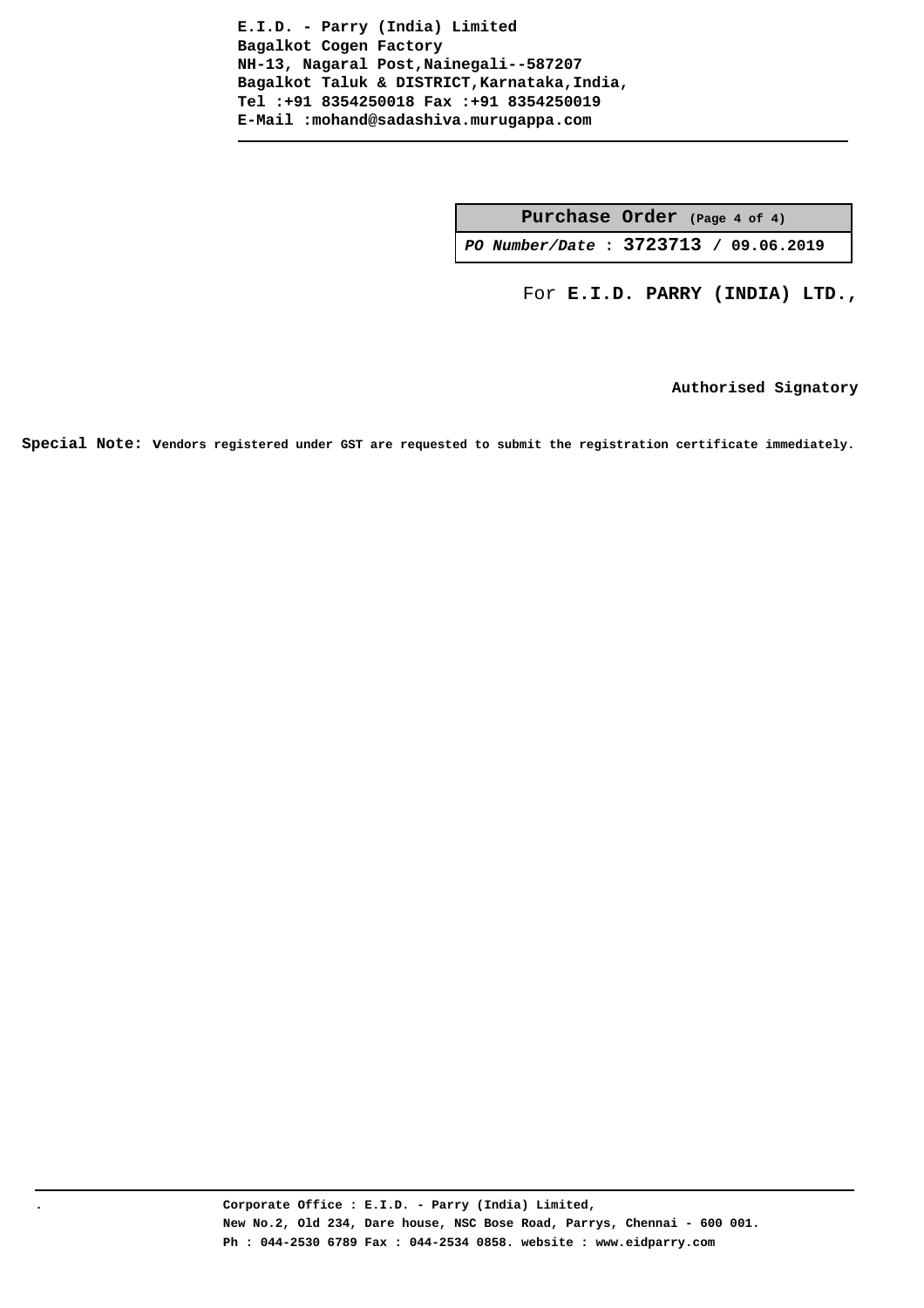**E.I.D. - Parry (India) Limited**
**Bagalkot Cogen Factory**
**NH-13, Nagaral Post,Nainegali--587207**
**Bagalkot Taluk & DISTRICT,Karnataka,India,**
**Tel :+91 8354250018 Fax :+91 8354250019**
**E-Mail :mohand@sadashiva.murugappa.com**

| **Purchase Order** (Page 4 of 4) |
|---|
| ***PO Number/Date*** : **3723713 / 09.06.2019** |

For **E.I.D. PARRY (INDIA) LTD.,**

**Authorised Signatory**

**Special Note:** **Vendors registered under GST are requested to submit the registration certificate immediately.**

**Corporate Office : E.I.D. - Parry (India) Limited,**
**New No.2, Old 234, Dare house, NSC Bose Road, Parrys, Chennai - 600 001.**
**Ph : 044-2530 6789 Fax : 044-2534 0858. website : www.eidparry.com**